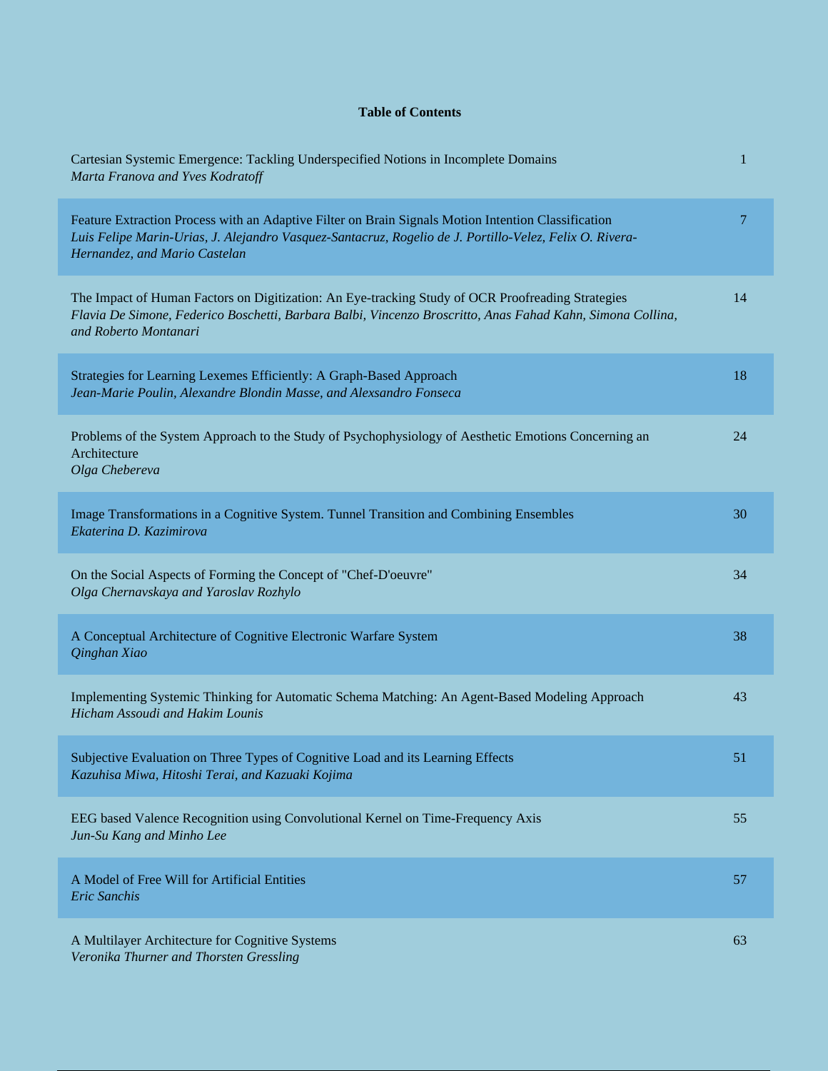# Table of Contents

Cartesian Systemic Emergence: Tackling Underspecified Notions in Incomplete Domains — 1
*Marta Franova and Yves Kodratoff*

Feature Extraction Process with an Adaptive Filter on Brain Signals Motion Intention Classification — 7
*Luis Felipe Marin-Urias, J. Alejandro Vasquez-Santacruz, Rogelio de J. Portillo-Velez, Felix O. Rivera-Hernandez, and Mario Castelan*

The Impact of Human Factors on Digitization: An Eye-tracking Study of OCR Proofreading Strategies — 14
*Flavia De Simone, Federico Boschetti, Barbara Balbi, Vincenzo Broscritto, Anas Fahad Kahn, Simona Collina, and Roberto Montanari*

Strategies for Learning Lexemes Efficiently: A Graph-Based Approach — 18
*Jean-Marie Poulin, Alexandre Blondin Masse, and Alexsandro Fonseca*

Problems of the System Approach to the Study of Psychophysiology of Aesthetic Emotions Concerning an Architecture — 24
*Olga Chebereva*

Image Transformations in a Cognitive System. Tunnel Transition and Combining Ensembles — 30
*Ekaterina D. Kazimirova*

On the Social Aspects of Forming the Concept of "Chef-D'oeuvre" — 34
*Olga Chernavskaya and Yaroslav Rozhylo*

A Conceptual Architecture of Cognitive Electronic Warfare System — 38
*Qinghan Xiao*

Implementing Systemic Thinking for Automatic Schema Matching: An Agent-Based Modeling Approach — 43
*Hicham Assoudi and Hakim Lounis*

Subjective Evaluation on Three Types of Cognitive Load and its Learning Effects — 51
*Kazuhisa Miwa, Hitoshi Terai, and Kazuaki Kojima*

EEG based Valence Recognition using Convolutional Kernel on Time-Frequency Axis — 55
*Jun-Su Kang and Minho Lee*

A Model of Free Will for Artificial Entities — 57
*Eric Sanchis*

A Multilayer Architecture for Cognitive Systems — 63
*Veronika Thurner and Thorsten Gressling*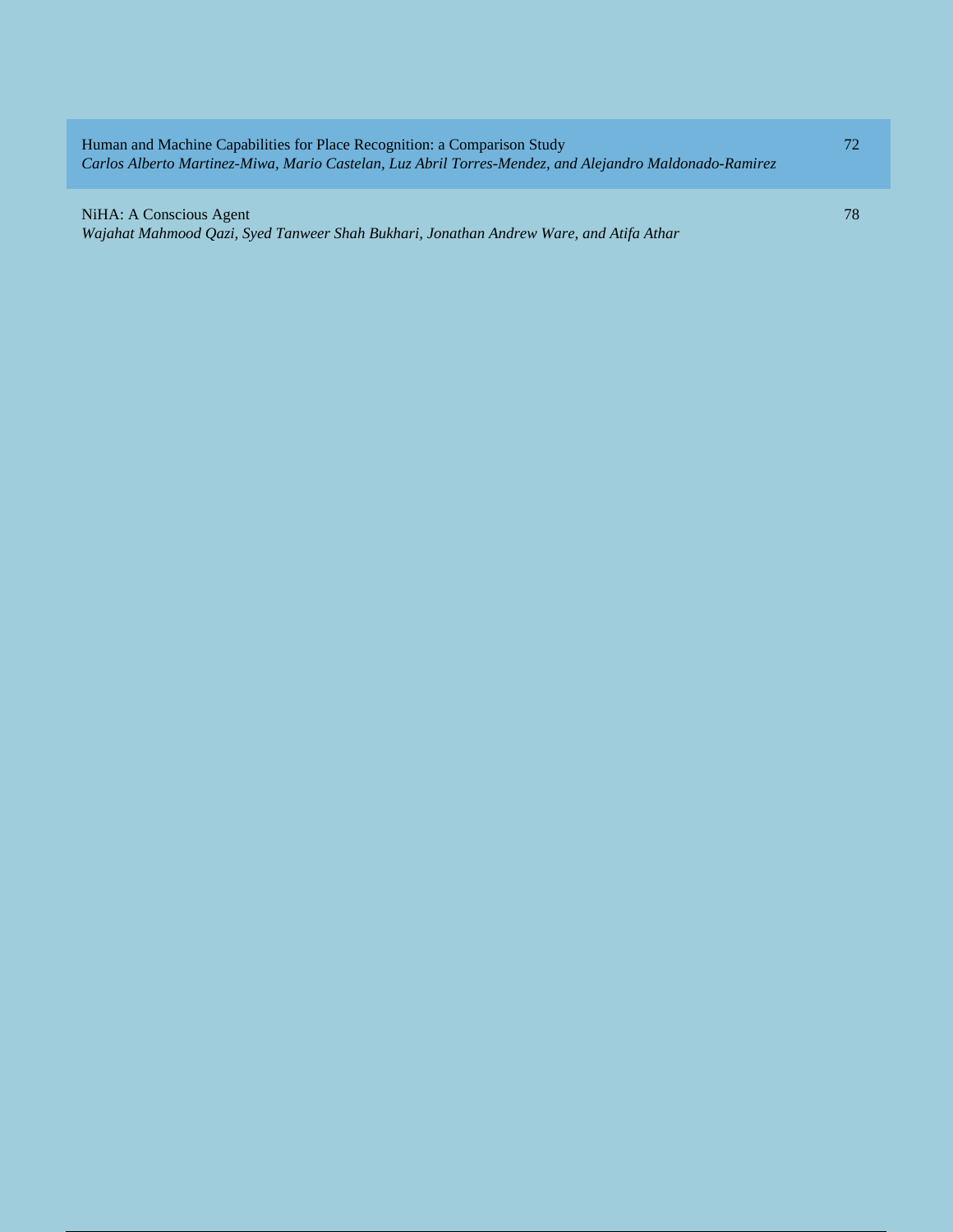Human and Machine Capabilities for Place Recognition: a Comparison Study 72
*Carlos Alberto Martinez-Miwa, Mario Castelan, Luz Abril Torres-Mendez, and Alejandro Maldonado-Ramirez*

NiHA: A Conscious Agent 78
*Wajahat Mahmood Qazi, Syed Tanweer Shah Bukhari, Jonathan Andrew Ware, and Atifa Athar*